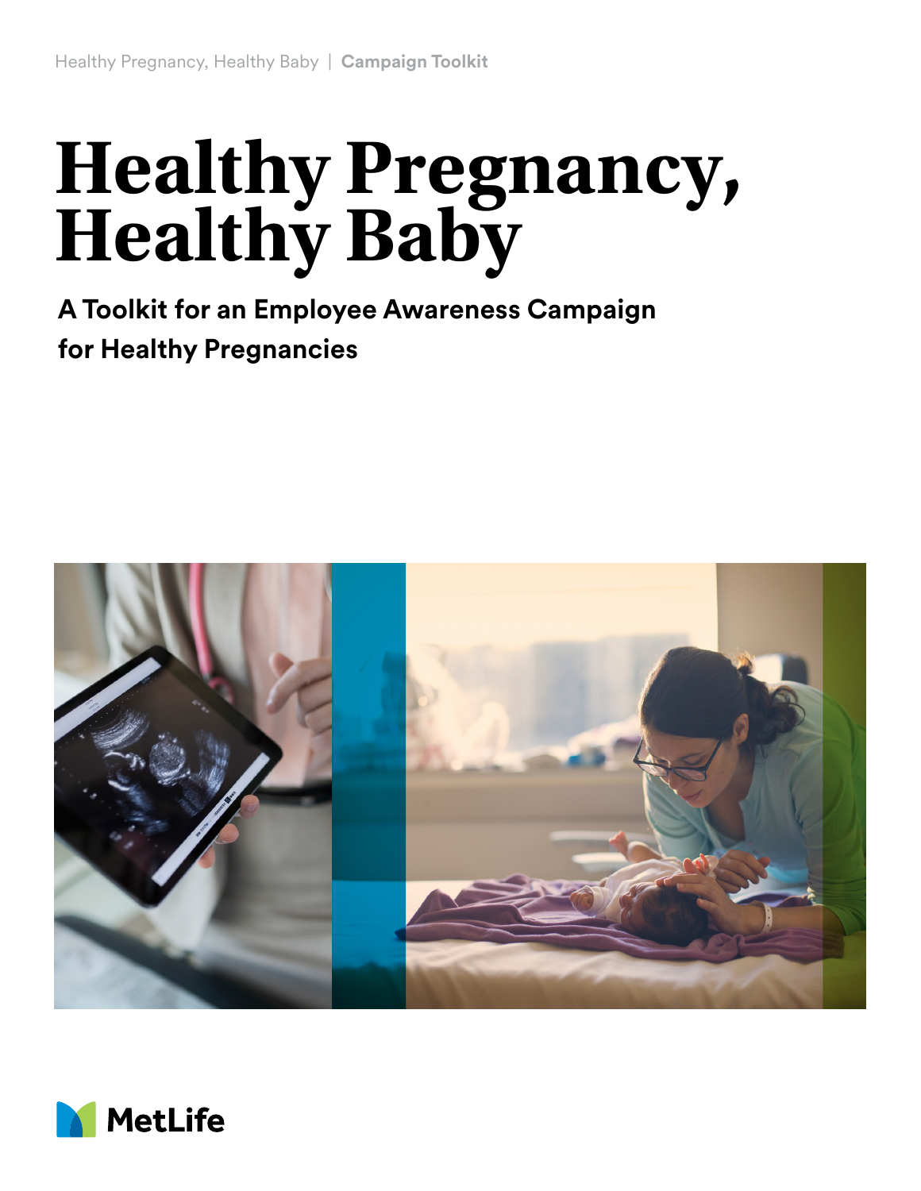# Healthy Pregnancy, Healthy Baby

**A Toolkit for an Employee Awareness Campaign for Healthy Pregnancies**

MetLife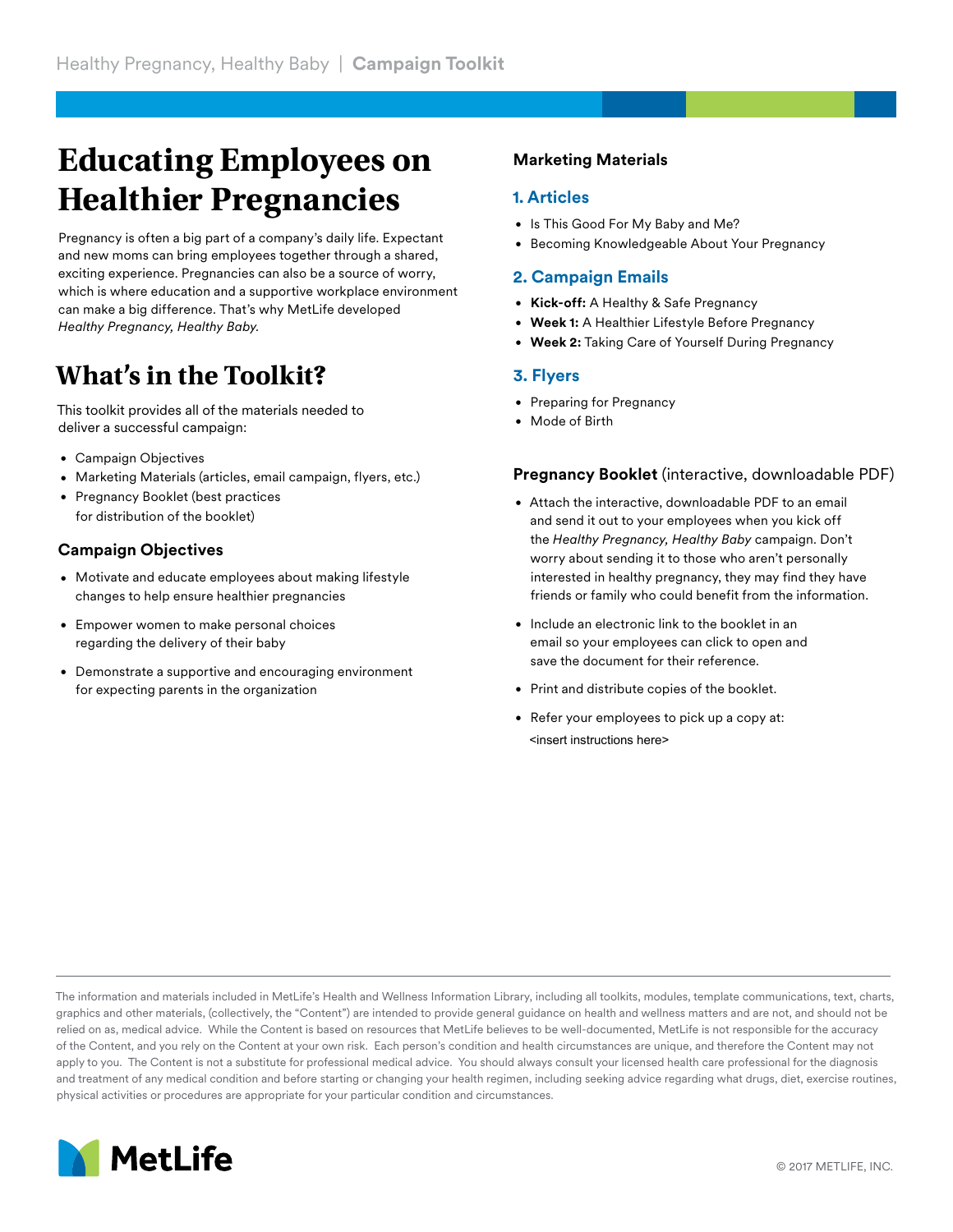# Educating Employees on Healthier Pregnancies

Pregnancy is often a big part of a company's daily life. Expectant and new moms can bring employees together through a shared, exciting experience. Pregnancies can also be a source of worry, which is where education and a supportive workplace environment can make a big difference. That's why MetLife developed *Healthy Pregnancy, Healthy Baby*.

## What's in the Toolkit?

This toolkit provides all of the materials needed to deliver a successful campaign:

- Campaign Objectives
- Marketing Materials (articles, email campaign, flyers, etc.)
- Pregnancy Booklet (best practices for distribution of the booklet)

### Campaign Objectives

- Motivate and educate employees about making lifestyle changes to help ensure healthier pregnancies
- Empower women to make personal choices regarding the delivery of their baby
- Demonstrate a supportive and encouraging environment for expecting parents in the organization

### Marketing Materials

#### 1. Articles

- Is This Good For My Baby and Me?
- Becoming Knowledgeable About Your Pregnancy

#### 2. Campaign Emails

- **Kick-off:** A Healthy & Safe Pregnancy
- **Week 1:** A Healthier Lifestyle Before Pregnancy
- **Week 2:** Taking Care of Yourself During Pregnancy

#### 3. Flyers

- Preparing for Pregnancy
- Mode of Birth

### Pregnancy Booklet (interactive, downloadable PDF)

- Attach the interactive, downloadable PDF to an email and send it out to your employees when you kick off the *Healthy Pregnancy, Healthy Baby* campaign. Don't worry about sending it to those who aren't personally interested in healthy pregnancy, they may find they have friends or family who could benefit from the information.
- Include an electronic link to the booklet in an email so your employees can click to open and save the document for their reference.
- Print and distribute copies of the booklet.
- Refer your employees to pick up a copy at: <insert instructions here>

The information and materials included in MetLife's Health and Wellness Information Library, including all toolkits, modules, template communications, text, charts, graphics and other materials, (collectively, the "Content") are intended to provide general guidance on health and wellness matters and are not, and should not be relied on as, medical advice. While the Content is based on resources that MetLife believes to be well-documented, MetLife is not responsible for the accuracy of the Content, and you rely on the Content at your own risk. Each person's condition and health circumstances are unique, and therefore the Content may not apply to you. The Content is not a substitute for professional medical advice. You should always consult your licensed health care professional for the diagnosis and treatment of any medical condition and before starting or changing your health regimen, including seeking advice regarding what drugs, diet, exercise routines, physical activities or procedures are appropriate for your particular condition and circumstances.

MetLife

© 2017 METLIFE, INC.